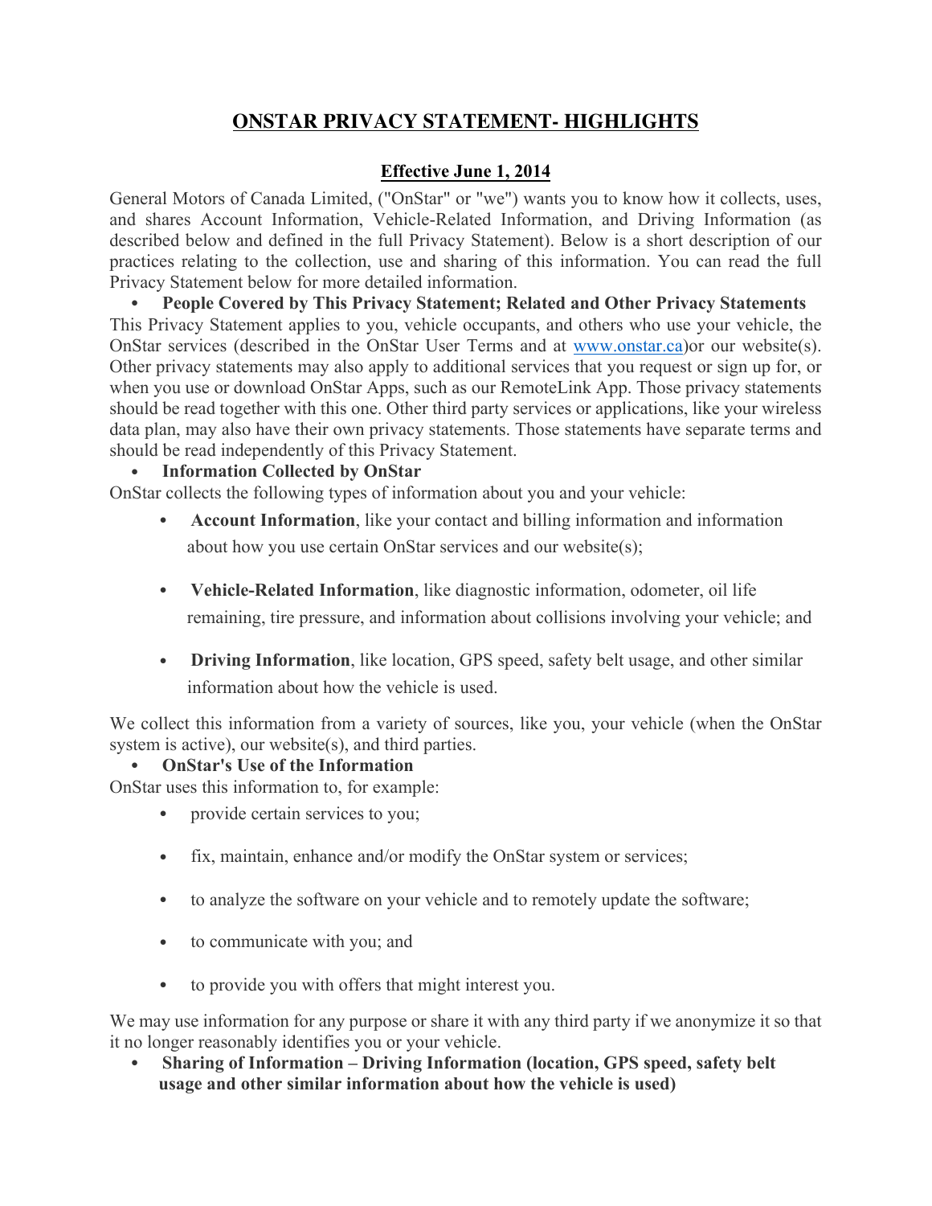# ONSTAR PRIVACY STATEMENT- HIGHLIGHTS

**Effective June 1, 2014**

General Motors of Canada Limited, ("OnStar" or "we") wants you to know how it collects, uses, and shares Account Information, Vehicle-Related Information, and Driving Information (as described below and defined in the full Privacy Statement). Below is a short description of our practices relating to the collection, use and sharing of this information. You can read the full Privacy Statement below for more detailed information.

- **People Covered by This Privacy Statement; Related and Other Privacy Statements**

This Privacy Statement applies to you, vehicle occupants, and others who use your vehicle, the OnStar services (described in the OnStar User Terms and at [www.onstar.ca](http://www.onstar.ca))or our website(s). Other privacy statements may also apply to additional services that you request or sign up for, or when you use or download OnStar Apps, such as our RemoteLink App. Those privacy statements should be read together with this one. Other third party services or applications, like your wireless data plan, may also have their own privacy statements. Those statements have separate terms and should be read independently of this Privacy Statement.

- **Information Collected by OnStar**

OnStar collects the following types of information about you and your vehicle:

- **Account Information**, like your contact and billing information and information about how you use certain OnStar services and our website(s);
- **Vehicle-Related Information**, like diagnostic information, odometer, oil life remaining, tire pressure, and information about collisions involving your vehicle; and
- **Driving Information**, like location, GPS speed, safety belt usage, and other similar information about how the vehicle is used.

We collect this information from a variety of sources, like you, your vehicle (when the OnStar system is active), our website(s), and third parties.

- **OnStar's Use of the Information**

OnStar uses this information to, for example:

- provide certain services to you;
- fix, maintain, enhance and/or modify the OnStar system or services;
- to analyze the software on your vehicle and to remotely update the software;
- to communicate with you; and
- to provide you with offers that might interest you.

We may use information for any purpose or share it with any third party if we anonymize it so that it no longer reasonably identifies you or your vehicle.

- **Sharing of Information – Driving Information (location, GPS speed, safety belt usage and other similar information about how the vehicle is used)**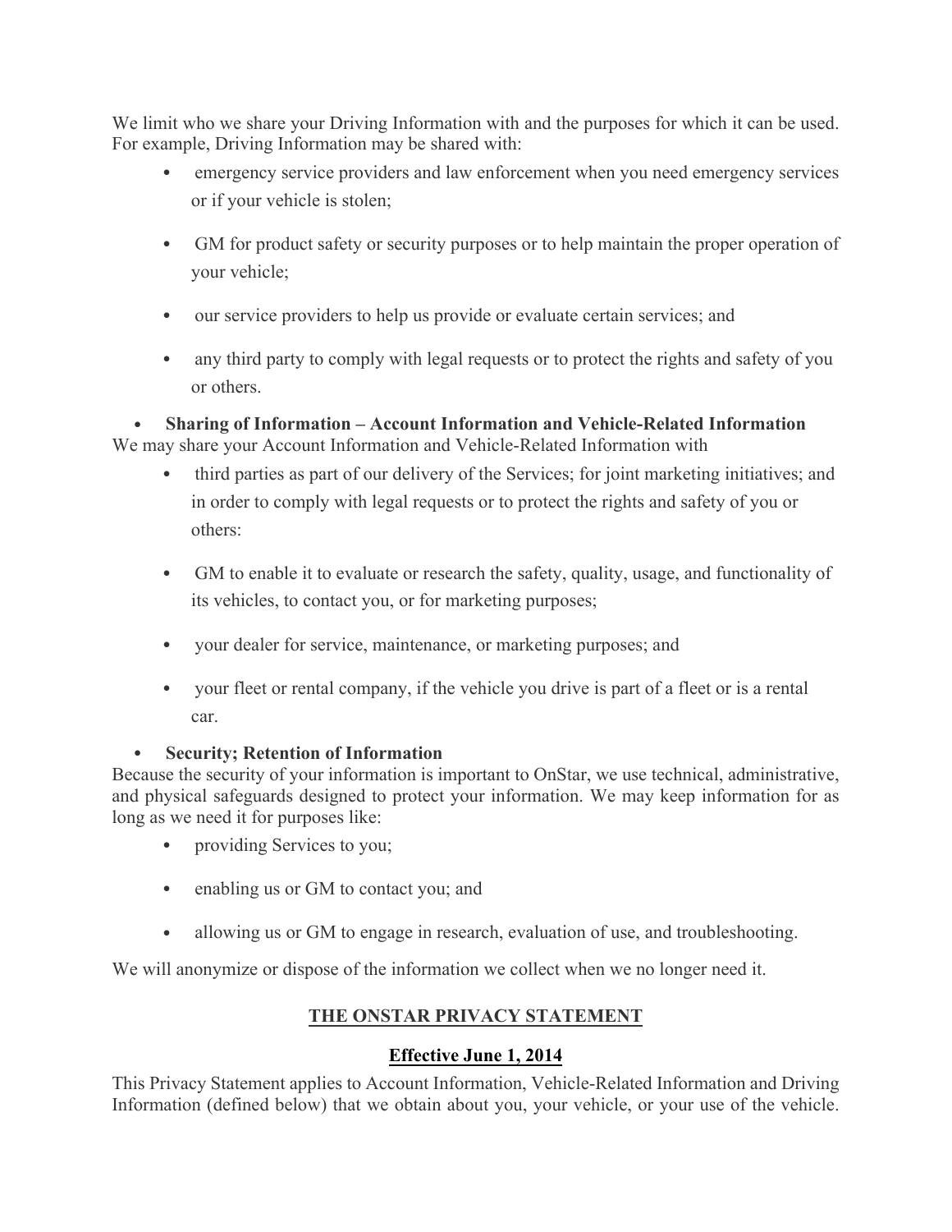We limit who we share your Driving Information with and the purposes for which it can be used. For example, Driving Information may be shared with:

- emergency service providers and law enforcement when you need emergency services or if your vehicle is stolen;
- GM for product safety or security purposes or to help maintain the proper operation of your vehicle;
- our service providers to help us provide or evaluate certain services; and
- any third party to comply with legal requests or to protect the rights and safety of you or others.

- **Sharing of Information – Account Information and Vehicle-Related Information**

We may share your Account Information and Vehicle-Related Information with

- third parties as part of our delivery of the Services; for joint marketing initiatives; and in order to comply with legal requests or to protect the rights and safety of you or others:
- GM to enable it to evaluate or research the safety, quality, usage, and functionality of its vehicles, to contact you, or for marketing purposes;
- your dealer for service, maintenance, or marketing purposes; and
- your fleet or rental company, if the vehicle you drive is part of a fleet or is a rental car.

- **Security; Retention of Information**

Because the security of your information is important to OnStar, we use technical, administrative, and physical safeguards designed to protect your information. We may keep information for as long as we need it for purposes like:

- providing Services to you;
- enabling us or GM to contact you; and
- allowing us or GM to engage in research, evaluation of use, and troubleshooting.

We will anonymize or dispose of the information we collect when we no longer need it.

## THE ONSTAR PRIVACY STATEMENT

### Effective June 1, 2014

This Privacy Statement applies to Account Information, Vehicle-Related Information and Driving Information (defined below) that we obtain about you, your vehicle, or your use of the vehicle.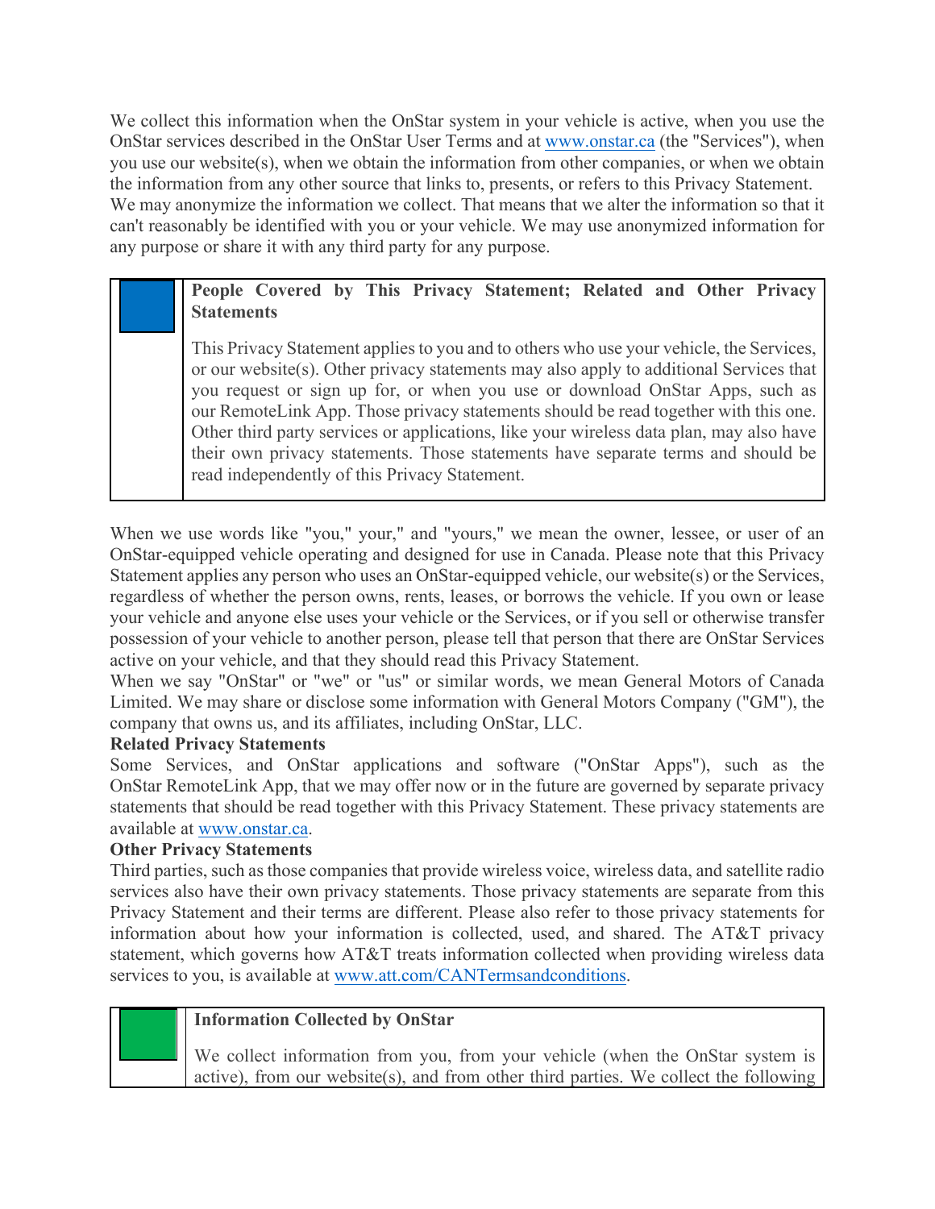We collect this information when the OnStar system in your vehicle is active, when you use the OnStar services described in the OnStar User Terms and at www.onstar.ca (the "Services"), when you use our website(s), when we obtain the information from other companies, or when we obtain the information from any other source that links to, presents, or refers to this Privacy Statement. We may anonymize the information we collect. That means that we alter the information so that it can't reasonably be identified with you or your vehicle. We may use anonymized information for any purpose or share it with any third party for any purpose.

## People Covered by This Privacy Statement; Related and Other Privacy Statements

This Privacy Statement applies to you and to others who use your vehicle, the Services, or our website(s). Other privacy statements may also apply to additional Services that you request or sign up for, or when you use or download OnStar Apps, such as our RemoteLink App. Those privacy statements should be read together with this one. Other third party services or applications, like your wireless data plan, may also have their own privacy statements. Those statements have separate terms and should be read independently of this Privacy Statement.

When we use words like "you," your," and "yours," we mean the owner, lessee, or user of an OnStar-equipped vehicle operating and designed for use in Canada. Please note that this Privacy Statement applies any person who uses an OnStar-equipped vehicle, our website(s) or the Services, regardless of whether the person owns, rents, leases, or borrows the vehicle. If you own or lease your vehicle and anyone else uses your vehicle or the Services, or if you sell or otherwise transfer possession of your vehicle to another person, please tell that person that there are OnStar Services active on your vehicle, and that they should read this Privacy Statement.

When we say "OnStar" or "we" or "us" or similar words, we mean General Motors of Canada Limited. We may share or disclose some information with General Motors Company ("GM"), the company that owns us, and its affiliates, including OnStar, LLC.

**Related Privacy Statements**

Some Services, and OnStar applications and software ("OnStar Apps"), such as the OnStar RemoteLink App, that we may offer now or in the future are governed by separate privacy statements that should be read together with this Privacy Statement. These privacy statements are available at www.onstar.ca.

**Other Privacy Statements**

Third parties, such as those companies that provide wireless voice, wireless data, and satellite radio services also have their own privacy statements. Those privacy statements are separate from this Privacy Statement and their terms are different. Please also refer to those privacy statements for information about how your information is collected, used, and shared. The AT&T privacy statement, which governs how AT&T treats information collected when providing wireless data services to you, is available at www.att.com/CANTermsandconditions.

## Information Collected by OnStar

We collect information from you, from your vehicle (when the OnStar system is active), from our website(s), and from other third parties. We collect the following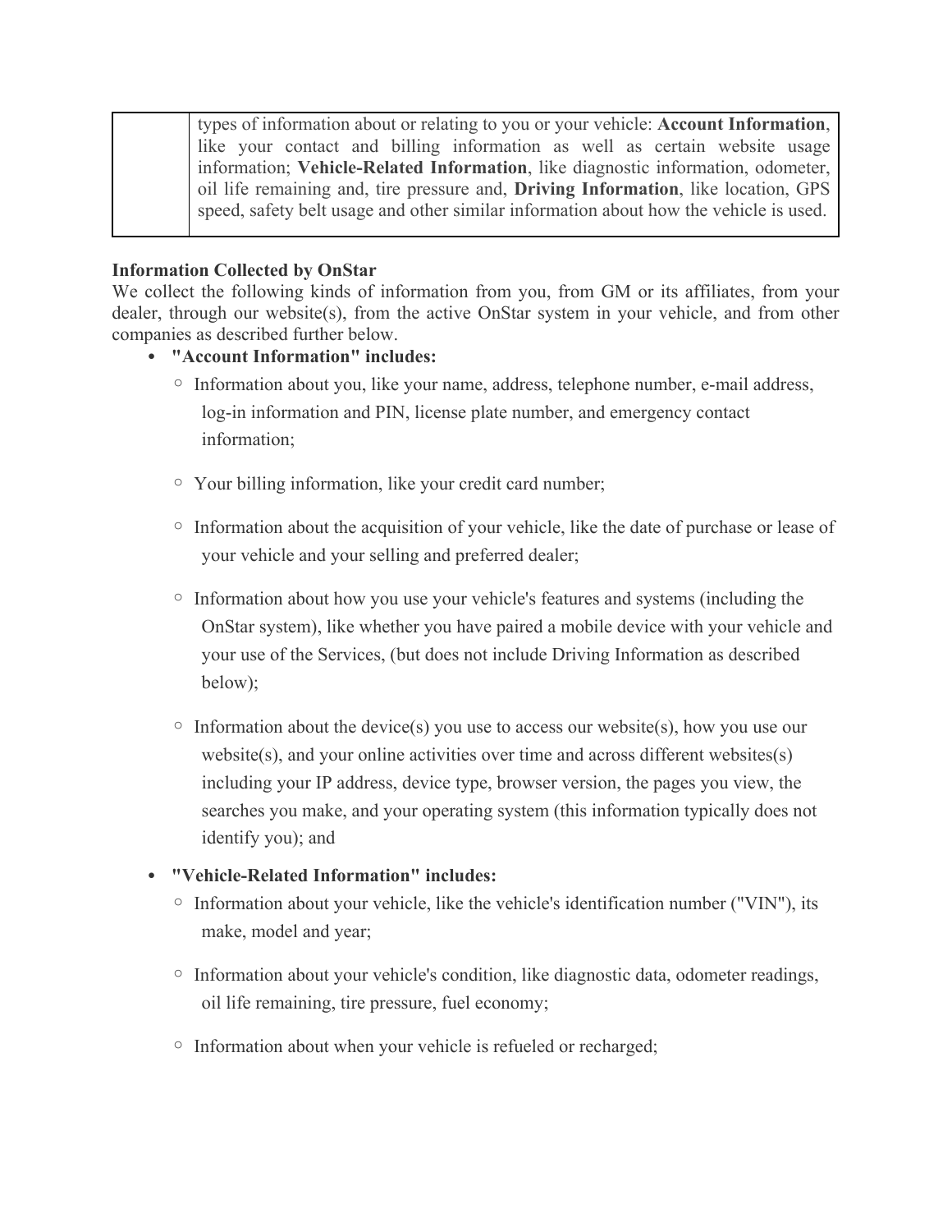| | types of information about or relating to you or your vehicle: **Account Information**, like your contact and billing information as well as certain website usage information; **Vehicle-Related Information**, like diagnostic information, odometer, oil life remaining and, tire pressure and, **Driving Information**, like location, GPS speed, safety belt usage and other similar information about how the vehicle is used. |
|---|---|

**Information Collected by OnStar**

We collect the following kinds of information from you, from GM or its affiliates, from your dealer, through our website(s), from the active OnStar system in your vehicle, and from other companies as described further below.

- **"Account Information" includes:**
  - Information about you, like your name, address, telephone number, e-mail address, log-in information and PIN, license plate number, and emergency contact information;
  - Your billing information, like your credit card number;
  - Information about the acquisition of your vehicle, like the date of purchase or lease of your vehicle and your selling and preferred dealer;
  - Information about how you use your vehicle's features and systems (including the OnStar system), like whether you have paired a mobile device with your vehicle and your use of the Services, (but does not include Driving Information as described below);
  - Information about the device(s) you use to access our website(s), how you use our website(s), and your online activities over time and across different websites(s) including your IP address, device type, browser version, the pages you view, the searches you make, and your operating system (this information typically does not identify you); and
- **"Vehicle-Related Information" includes:**
  - Information about your vehicle, like the vehicle's identification number ("VIN"), its make, model and year;
  - Information about your vehicle's condition, like diagnostic data, odometer readings, oil life remaining, tire pressure, fuel economy;
  - Information about when your vehicle is refueled or recharged;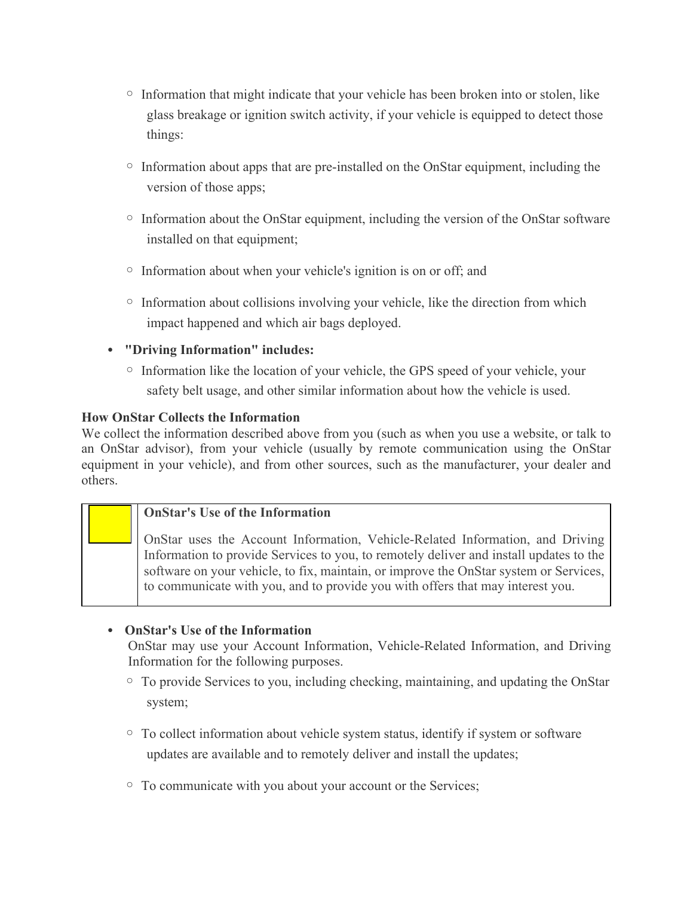- Information that might indicate that your vehicle has been broken into or stolen, like glass breakage or ignition switch activity, if your vehicle is equipped to detect those things:
- Information about apps that are pre-installed on the OnStar equipment, including the version of those apps;
- Information about the OnStar equipment, including the version of the OnStar software installed on that equipment;
- Information about when your vehicle's ignition is on or off; and
- Information about collisions involving your vehicle, like the direction from which impact happened and which air bags deployed.

- **"Driving Information" includes:**
  - Information like the location of your vehicle, the GPS speed of your vehicle, your safety belt usage, and other similar information about how the vehicle is used.

**How OnStar Collects the Information**

We collect the information described above from you (such as when you use a website, or talk to an OnStar advisor), from your vehicle (usually by remote communication using the OnStar equipment in your vehicle), and from other sources, such as the manufacturer, your dealer and others.

| | **OnStar's Use of the Information**<br><br>OnStar uses the Account Information, Vehicle-Related Information, and Driving Information to provide Services to you, to remotely deliver and install updates to the software on your vehicle, to fix, maintain, or improve the OnStar system or Services, to communicate with you, and to provide you with offers that may interest you. |
|---|---|

- **OnStar's Use of the Information**

  OnStar may use your Account Information, Vehicle-Related Information, and Driving Information for the following purposes.
  - To provide Services to you, including checking, maintaining, and updating the OnStar system;
  - To collect information about vehicle system status, identify if system or software updates are available and to remotely deliver and install the updates;
  - To communicate with you about your account or the Services;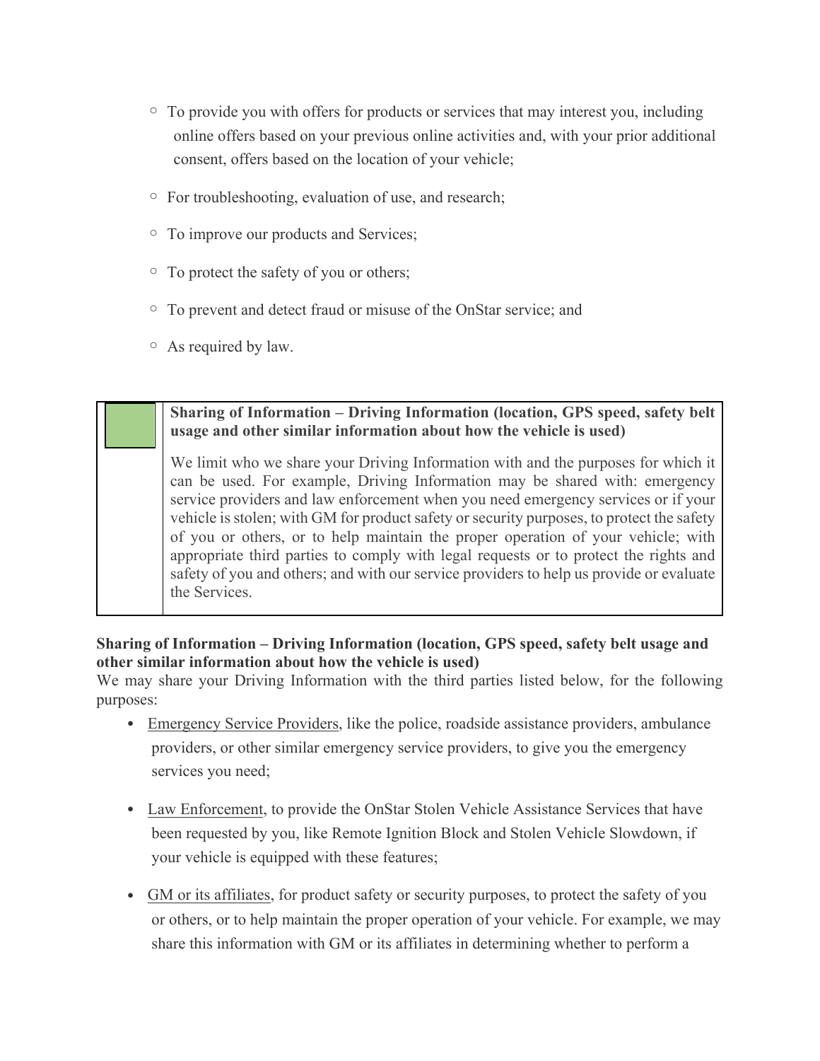- To provide you with offers for products or services that may interest you, including online offers based on your previous online activities and, with your prior additional consent, offers based on the location of your vehicle;
- For troubleshooting, evaluation of use, and research;
- To improve our products and Services;
- To protect the safety of you or others;
- To prevent and detect fraud or misuse of the OnStar service; and
- As required by law.

| | **Sharing of Information – Driving Information (location, GPS speed, safety belt usage and other similar information about how the vehicle is used)**<br><br>We limit who we share your Driving Information with and the purposes for which it can be used. For example, Driving Information may be shared with: emergency service providers and law enforcement when you need emergency services or if your vehicle is stolen; with GM for product safety or security purposes, to protect the safety of you or others, or to help maintain the proper operation of your vehicle; with appropriate third parties to comply with legal requests or to protect the rights and safety of you and others; and with our service providers to help us provide or evaluate the Services. |
|---|---|

**Sharing of Information – Driving Information (location, GPS speed, safety belt usage and other similar information about how the vehicle is used)**

We may share your Driving Information with the third parties listed below, for the following purposes:

- Emergency Service Providers, like the police, roadside assistance providers, ambulance providers, or other similar emergency service providers, to give you the emergency services you need;
- Law Enforcement, to provide the OnStar Stolen Vehicle Assistance Services that have been requested by you, like Remote Ignition Block and Stolen Vehicle Slowdown, if your vehicle is equipped with these features;
- GM or its affiliates, for product safety or security purposes, to protect the safety of you or others, or to help maintain the proper operation of your vehicle. For example, we may share this information with GM or its affiliates in determining whether to perform a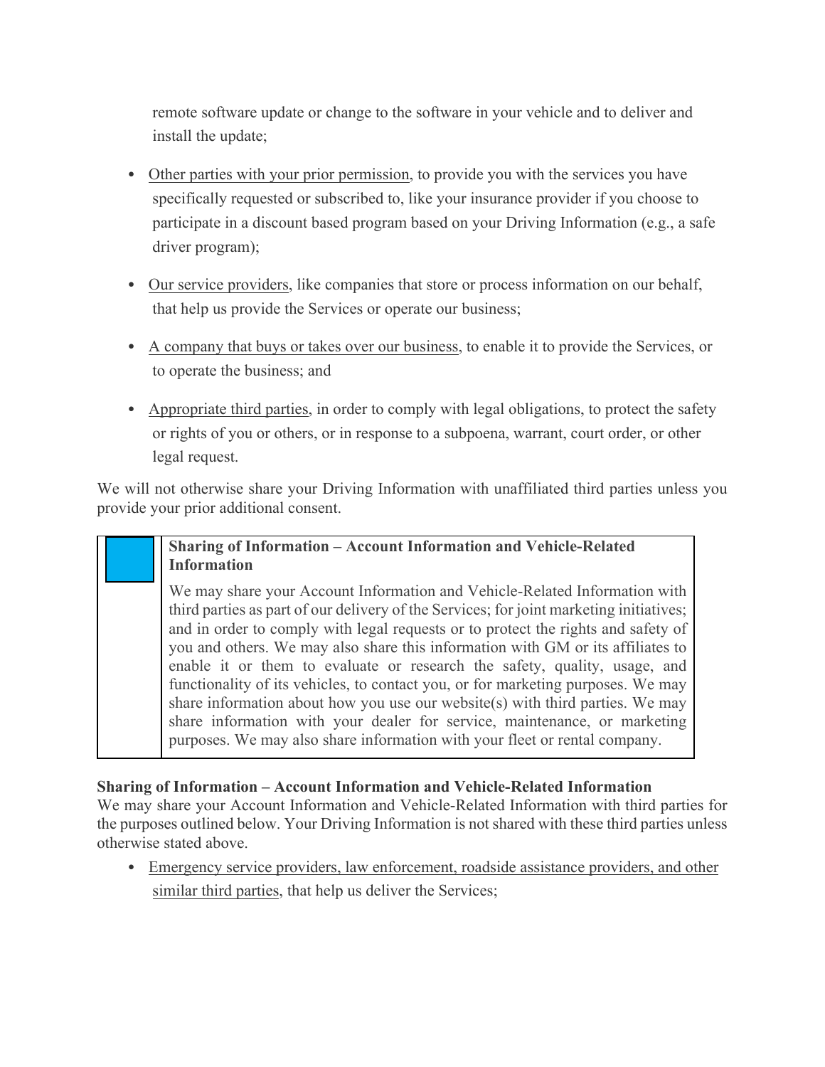remote software update or change to the software in your vehicle and to deliver and install the update;

- Other parties with your prior permission, to provide you with the services you have specifically requested or subscribed to, like your insurance provider if you choose to participate in a discount based program based on your Driving Information (e.g., a safe driver program);
- Our service providers, like companies that store or process information on our behalf, that help us provide the Services or operate our business;
- A company that buys or takes over our business, to enable it to provide the Services, or to operate the business; and
- Appropriate third parties, in order to comply with legal obligations, to protect the safety or rights of you or others, or in response to a subpoena, warrant, court order, or other legal request.

We will not otherwise share your Driving Information with unaffiliated third parties unless you provide your prior additional consent.

> **Sharing of Information – Account Information and Vehicle-Related Information**
>
> We may share your Account Information and Vehicle-Related Information with third parties as part of our delivery of the Services; for joint marketing initiatives; and in order to comply with legal requests or to protect the rights and safety of you and others. We may also share this information with GM or its affiliates to enable it or them to evaluate or research the safety, quality, usage, and functionality of its vehicles, to contact you, or for marketing purposes. We may share information about how you use our website(s) with third parties. We may share information with your dealer for service, maintenance, or marketing purposes. We may also share information with your fleet or rental company.

**Sharing of Information – Account Information and Vehicle-Related Information**

We may share your Account Information and Vehicle-Related Information with third parties for the purposes outlined below. Your Driving Information is not shared with these third parties unless otherwise stated above.

- Emergency service providers, law enforcement, roadside assistance providers, and other similar third parties, that help us deliver the Services;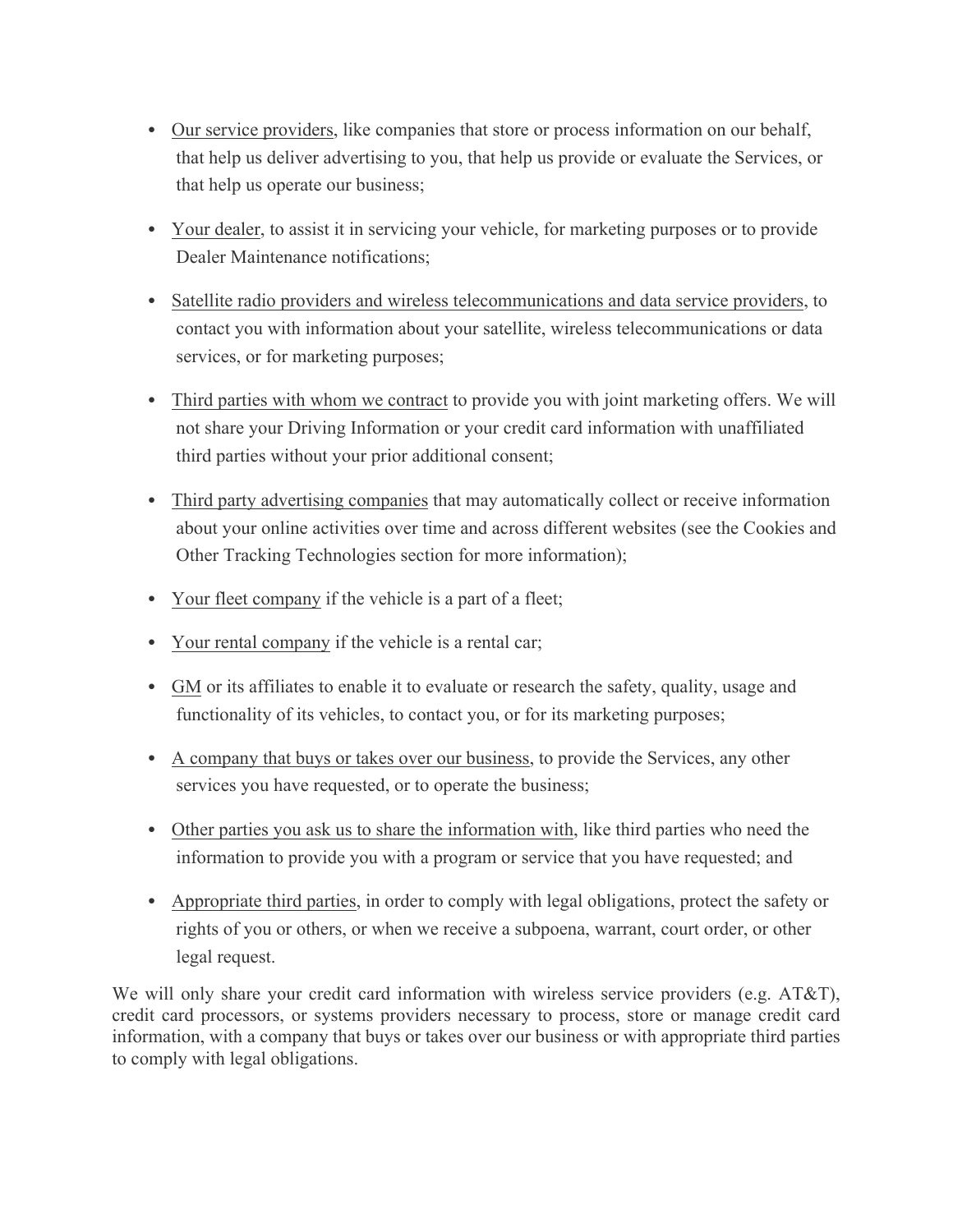- Our service providers, like companies that store or process information on our behalf, that help us deliver advertising to you, that help us provide or evaluate the Services, or that help us operate our business;
- Your dealer, to assist it in servicing your vehicle, for marketing purposes or to provide Dealer Maintenance notifications;
- Satellite radio providers and wireless telecommunications and data service providers, to contact you with information about your satellite, wireless telecommunications or data services, or for marketing purposes;
- Third parties with whom we contract to provide you with joint marketing offers. We will not share your Driving Information or your credit card information with unaffiliated third parties without your prior additional consent;
- Third party advertising companies that may automatically collect or receive information about your online activities over time and across different websites (see the Cookies and Other Tracking Technologies section for more information);
- Your fleet company if the vehicle is a part of a fleet;
- Your rental company if the vehicle is a rental car;
- GM or its affiliates to enable it to evaluate or research the safety, quality, usage and functionality of its vehicles, to contact you, or for its marketing purposes;
- A company that buys or takes over our business, to provide the Services, any other services you have requested, or to operate the business;
- Other parties you ask us to share the information with, like third parties who need the information to provide you with a program or service that you have requested; and
- Appropriate third parties, in order to comply with legal obligations, protect the safety or rights of you or others, or when we receive a subpoena, warrant, court order, or other legal request.

We will only share your credit card information with wireless service providers (e.g. AT&T), credit card processors, or systems providers necessary to process, store or manage credit card information, with a company that buys or takes over our business or with appropriate third parties to comply with legal obligations.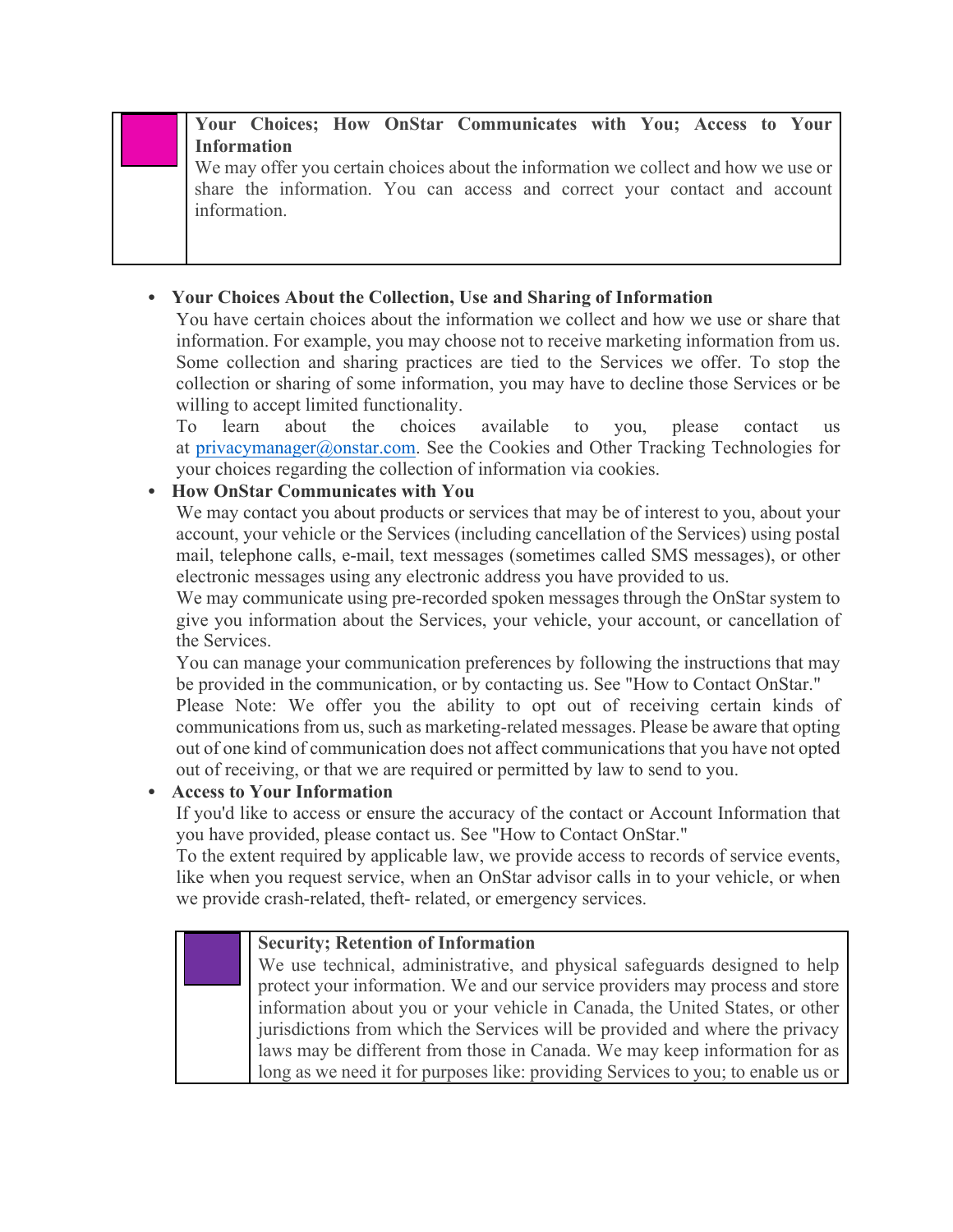**Your Choices; How OnStar Communicates with You; Access to Your Information**

We may offer you certain choices about the information we collect and how we use or share the information. You can access and correct your contact and account information.

- **Your Choices About the Collection, Use and Sharing of Information**
  You have certain choices about the information we collect and how we use or share that information. For example, you may choose not to receive marketing information from us. Some collection and sharing practices are tied to the Services we offer. To stop the collection or sharing of some information, you may have to decline those Services or be willing to accept limited functionality.
  To learn about the choices available to you, please contact us at privacymanager@onstar.com. See the Cookies and Other Tracking Technologies for your choices regarding the collection of information via cookies.
- **How OnStar Communicates with You**
  We may contact you about products or services that may be of interest to you, about your account, your vehicle or the Services (including cancellation of the Services) using postal mail, telephone calls, e-mail, text messages (sometimes called SMS messages), or other electronic messages using any electronic address you have provided to us.
  We may communicate using pre-recorded spoken messages through the OnStar system to give you information about the Services, your vehicle, your account, or cancellation of the Services.
  You can manage your communication preferences by following the instructions that may be provided in the communication, or by contacting us. See "How to Contact OnStar."
  Please Note: We offer you the ability to opt out of receiving certain kinds of communications from us, such as marketing-related messages. Please be aware that opting out of one kind of communication does not affect communications that you have not opted out of receiving, or that we are required or permitted by law to send to you.
- **Access to Your Information**
  If you'd like to access or ensure the accuracy of the contact or Account Information that you have provided, please contact us. See "How to Contact OnStar."
  To the extent required by applicable law, we provide access to records of service events, like when you request service, when an OnStar advisor calls in to your vehicle, or when we provide crash-related, theft- related, or emergency services.

**Security; Retention of Information**

We use technical, administrative, and physical safeguards designed to help protect your information. We and our service providers may process and store information about you or your vehicle in Canada, the United States, or other jurisdictions from which the Services will be provided and where the privacy laws may be different from those in Canada. We may keep information for as long as we need it for purposes like: providing Services to you; to enable us or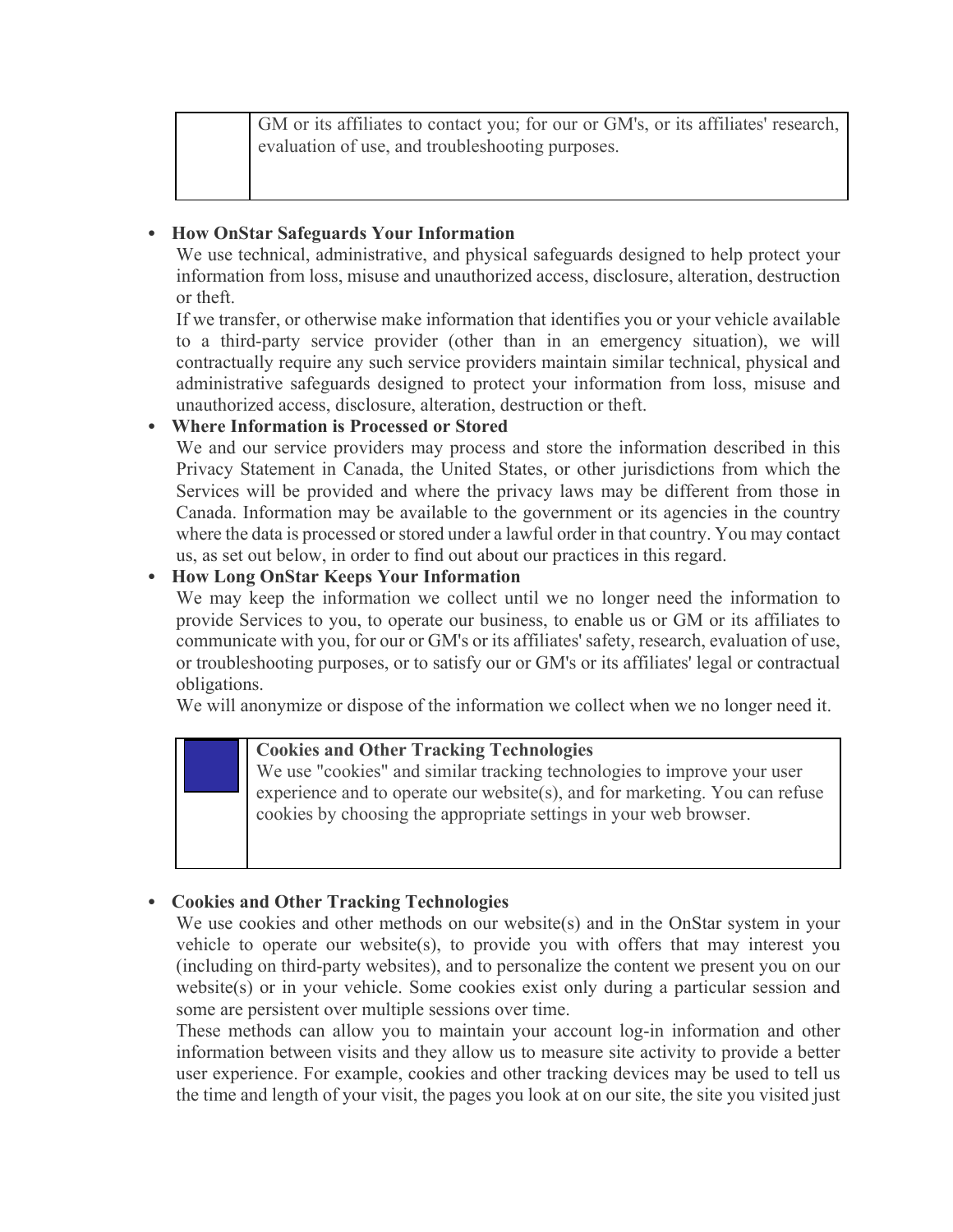| | GM or its affiliates to contact you; for our or GM's, or its affiliates' research, evaluation of use, and troubleshooting purposes. |
|---|---|

- **How OnStar Safeguards Your Information**
  We use technical, administrative, and physical safeguards designed to help protect your information from loss, misuse and unauthorized access, disclosure, alteration, destruction or theft.
  If we transfer, or otherwise make information that identifies you or your vehicle available to a third-party service provider (other than in an emergency situation), we will contractually require any such service providers maintain similar technical, physical and administrative safeguards designed to protect your information from loss, misuse and unauthorized access, disclosure, alteration, destruction or theft.
- **Where Information is Processed or Stored**
  We and our service providers may process and store the information described in this Privacy Statement in Canada, the United States, or other jurisdictions from which the Services will be provided and where the privacy laws may be different from those in Canada. Information may be available to the government or its agencies in the country where the data is processed or stored under a lawful order in that country. You may contact us, as set out below, in order to find out about our practices in this regard.
- **How Long OnStar Keeps Your Information**
  We may keep the information we collect until we no longer need the information to provide Services to you, to operate our business, to enable us or GM or its affiliates to communicate with you, for our or GM's or its affiliates' safety, research, evaluation of use, or troubleshooting purposes, or to satisfy our or GM's or its affiliates' legal or contractual obligations.
  We will anonymize or dispose of the information we collect when we no longer need it.

| | **Cookies and Other Tracking Technologies**<br>We use "cookies" and similar tracking technologies to improve your user experience and to operate our website(s), and for marketing. You can refuse cookies by choosing the appropriate settings in your web browser. |
|---|---|

- **Cookies and Other Tracking Technologies**
  We use cookies and other methods on our website(s) and in the OnStar system in your vehicle to operate our website(s), to provide you with offers that may interest you (including on third-party websites), and to personalize the content we present you on our website(s) or in your vehicle. Some cookies exist only during a particular session and some are persistent over multiple sessions over time.
  These methods can allow you to maintain your account log-in information and other information between visits and they allow us to measure site activity to provide a better user experience. For example, cookies and other tracking devices may be used to tell us the time and length of your visit, the pages you look at on our site, the site you visited just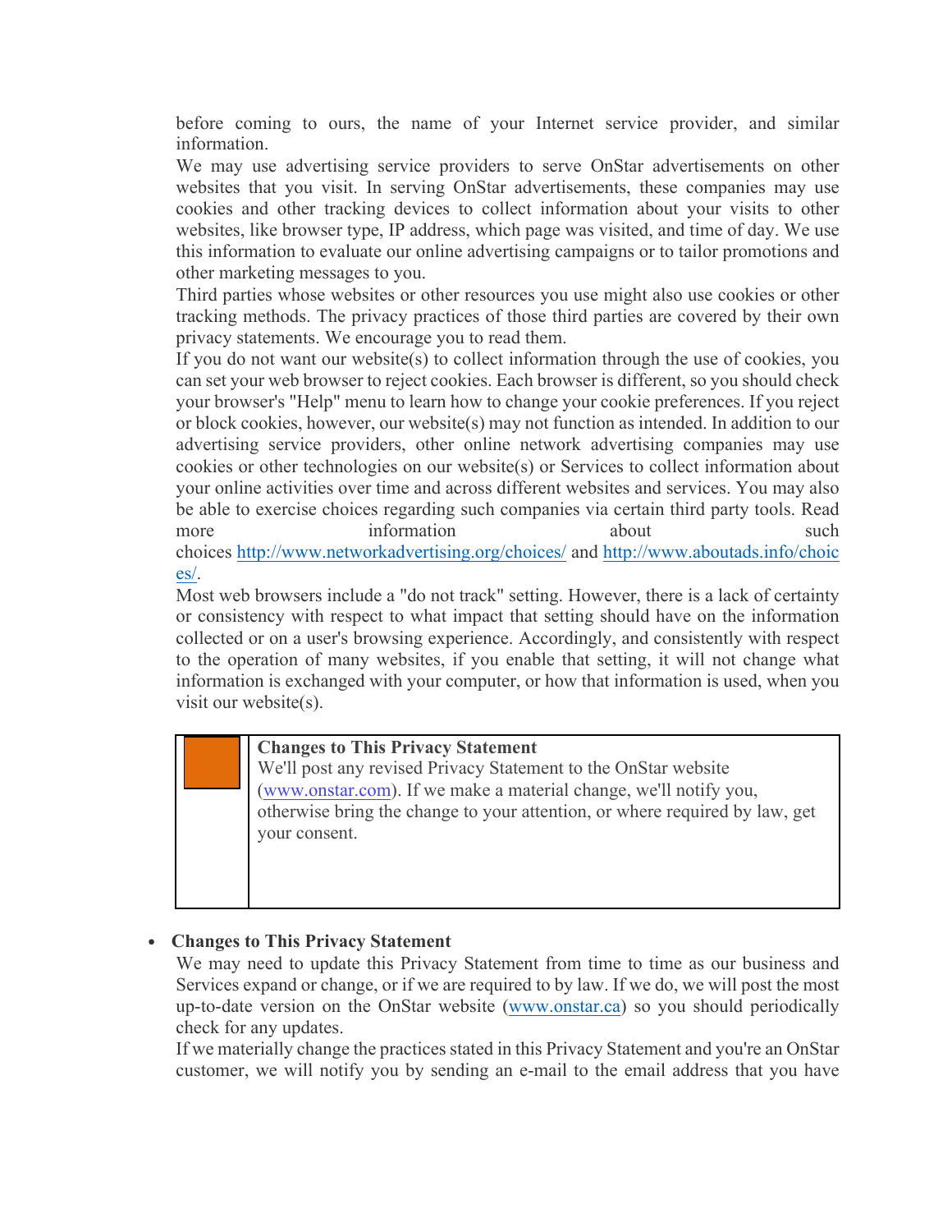before coming to ours, the name of your Internet service provider, and similar information.

We may use advertising service providers to serve OnStar advertisements on other websites that you visit. In serving OnStar advertisements, these companies may use cookies and other tracking devices to collect information about your visits to other websites, like browser type, IP address, which page was visited, and time of day. We use this information to evaluate our online advertising campaigns or to tailor promotions and other marketing messages to you.

Third parties whose websites or other resources you use might also use cookies or other tracking methods. The privacy practices of those third parties are covered by their own privacy statements. We encourage you to read them.

If you do not want our website(s) to collect information through the use of cookies, you can set your web browser to reject cookies. Each browser is different, so you should check your browser's "Help" menu to learn how to change your cookie preferences. If you reject or block cookies, however, our website(s) may not function as intended. In addition to our advertising service providers, other online network advertising companies may use cookies or other technologies on our website(s) or Services to collect information about your online activities over time and across different websites and services. You may also be able to exercise choices regarding such companies via certain third party tools. Read more information about such choices http://www.networkadvertising.org/choices/ and http://www.aboutads.info/choices/.

Most web browsers include a "do not track" setting. However, there is a lack of certainty or consistency with respect to what impact that setting should have on the information collected or on a user's browsing experience. Accordingly, and consistently with respect to the operation of many websites, if you enable that setting, it will not change what information is exchanged with your computer, or how that information is used, when you visit our website(s).

| | **Changes to This Privacy Statement**<br>We'll post any revised Privacy Statement to the OnStar website (www.onstar.com). If we make a material change, we'll notify you, otherwise bring the change to your attention, or where required by law, get your consent. |
|---|---|

- **Changes to This Privacy Statement**

  We may need to update this Privacy Statement from time to time as our business and Services expand or change, or if we are required to by law. If we do, we will post the most up-to-date version on the OnStar website (www.onstar.ca) so you should periodically check for any updates.

  If we materially change the practices stated in this Privacy Statement and you're an OnStar customer, we will notify you by sending an e-mail to the email address that you have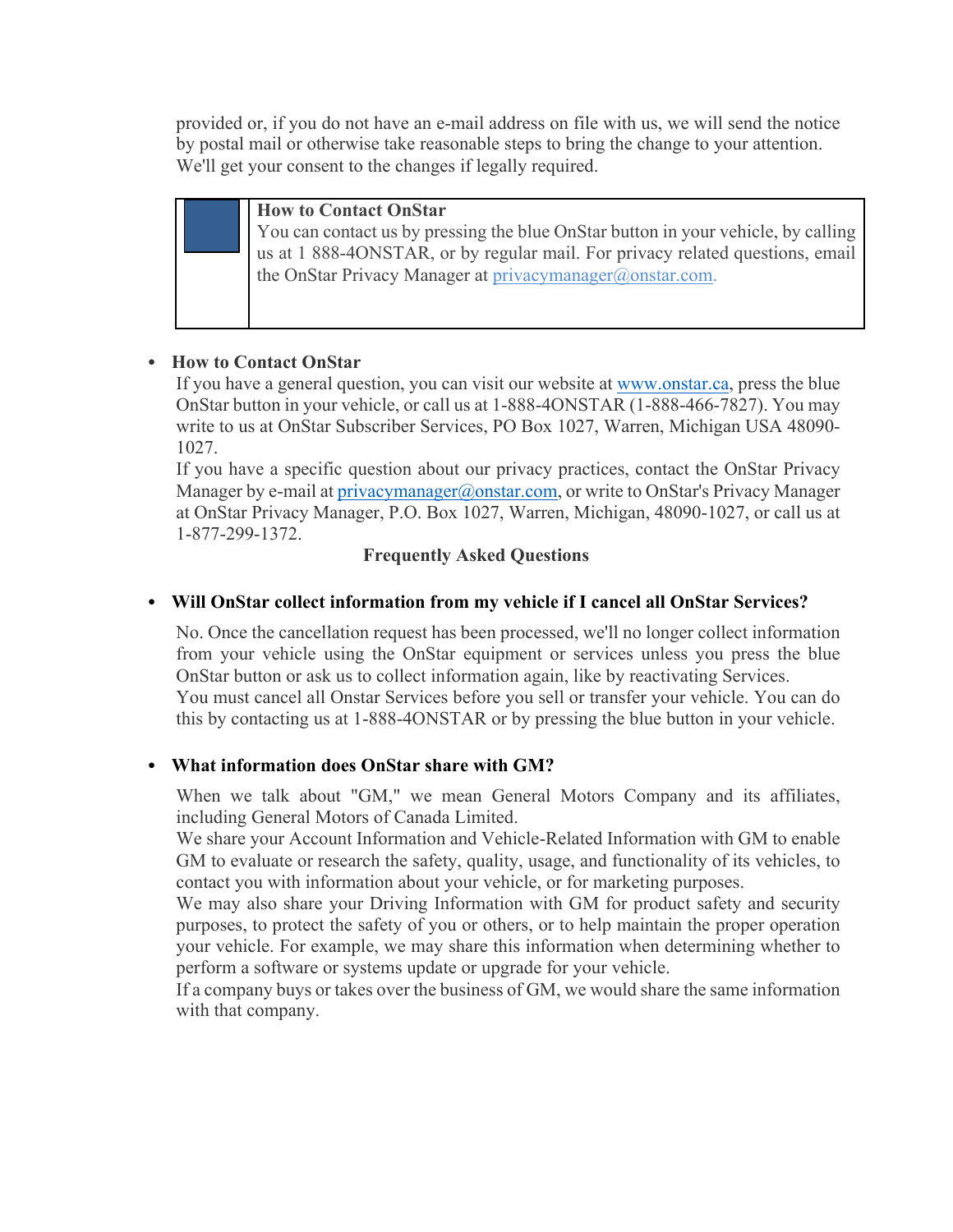provided or, if you do not have an e-mail address on file with us, we will send the notice by postal mail or otherwise take reasonable steps to bring the change to your attention. We'll get your consent to the changes if legally required.

| | **How to Contact OnStar**<br>You can contact us by pressing the blue OnStar button in your vehicle, by calling us at 1 888-4ONSTAR, or by regular mail. For privacy related questions, email the OnStar Privacy Manager at privacymanager@onstar.com. |
|---|---|

- **How to Contact OnStar**

  If you have a general question, you can visit our website at www.onstar.ca, press the blue OnStar button in your vehicle, or call us at 1-888-4ONSTAR (1-888-466-7827). You may write to us at OnStar Subscriber Services, PO Box 1027, Warren, Michigan USA 48090-1027.

  If you have a specific question about our privacy practices, contact the OnStar Privacy Manager by e-mail at privacymanager@onstar.com, or write to OnStar's Privacy Manager at OnStar Privacy Manager, P.O. Box 1027, Warren, Michigan, 48090-1027, or call us at 1-877-299-1372.

## Frequently Asked Questions

- **Will OnStar collect information from my vehicle if I cancel all OnStar Services?**

  No. Once the cancellation request has been processed, we'll no longer collect information from your vehicle using the OnStar equipment or services unless you press the blue OnStar button or ask us to collect information again, like by reactivating Services.

  You must cancel all Onstar Services before you sell or transfer your vehicle. You can do this by contacting us at 1-888-4ONSTAR or by pressing the blue button in your vehicle.

- **What information does OnStar share with GM?**

  When we talk about "GM," we mean General Motors Company and its affiliates, including General Motors of Canada Limited.

  We share your Account Information and Vehicle-Related Information with GM to enable GM to evaluate or research the safety, quality, usage, and functionality of its vehicles, to contact you with information about your vehicle, or for marketing purposes.

  We may also share your Driving Information with GM for product safety and security purposes, to protect the safety of you or others, or to help maintain the proper operation your vehicle. For example, we may share this information when determining whether to perform a software or systems update or upgrade for your vehicle.

  If a company buys or takes over the business of GM, we would share the same information with that company.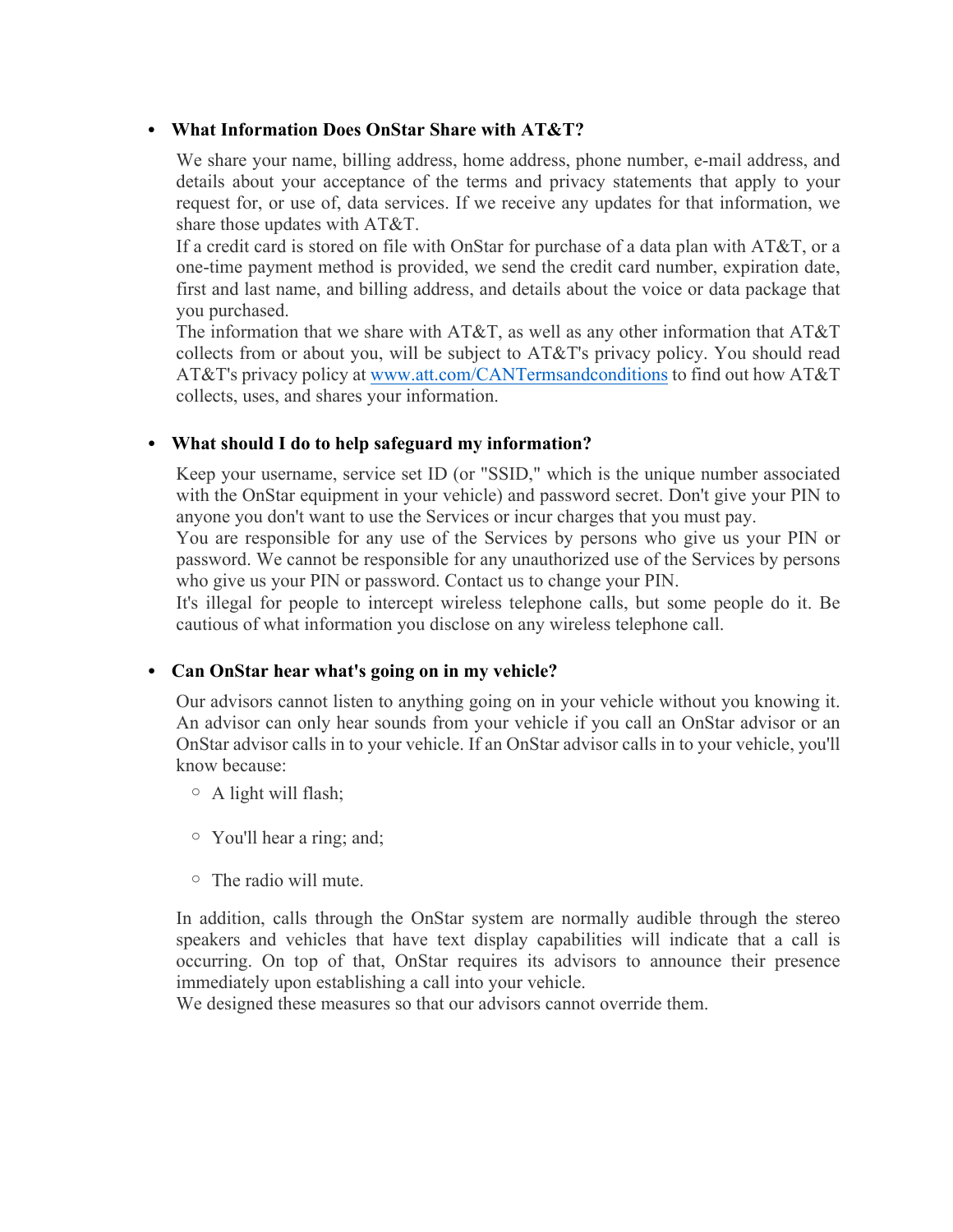- **What Information Does OnStar Share with AT&T?**

  We share your name, billing address, home address, phone number, e-mail address, and details about your acceptance of the terms and privacy statements that apply to your request for, or use of, data services. If we receive any updates for that information, we share those updates with AT&T.

  If a credit card is stored on file with OnStar for purchase of a data plan with AT&T, or a one-time payment method is provided, we send the credit card number, expiration date, first and last name, and billing address, and details about the voice or data package that you purchased.

  The information that we share with AT&T, as well as any other information that AT&T collects from or about you, will be subject to AT&T's privacy policy. You should read AT&T's privacy policy at www.att.com/CANTermsandconditions to find out how AT&T collects, uses, and shares your information.

- **What should I do to help safeguard my information?**

  Keep your username, service set ID (or "SSID," which is the unique number associated with the OnStar equipment in your vehicle) and password secret. Don't give your PIN to anyone you don't want to use the Services or incur charges that you must pay.

  You are responsible for any use of the Services by persons who give us your PIN or password. We cannot be responsible for any unauthorized use of the Services by persons who give us your PIN or password. Contact us to change your PIN.

  It's illegal for people to intercept wireless telephone calls, but some people do it. Be cautious of what information you disclose on any wireless telephone call.

- **Can OnStar hear what's going on in my vehicle?**

  Our advisors cannot listen to anything going on in your vehicle without you knowing it. An advisor can only hear sounds from your vehicle if you call an OnStar advisor or an OnStar advisor calls in to your vehicle. If an OnStar advisor calls in to your vehicle, you'll know because:

  - A light will flash;
  - You'll hear a ring; and;
  - The radio will mute.

  In addition, calls through the OnStar system are normally audible through the stereo speakers and vehicles that have text display capabilities will indicate that a call is occurring. On top of that, OnStar requires its advisors to announce their presence immediately upon establishing a call into your vehicle.

  We designed these measures so that our advisors cannot override them.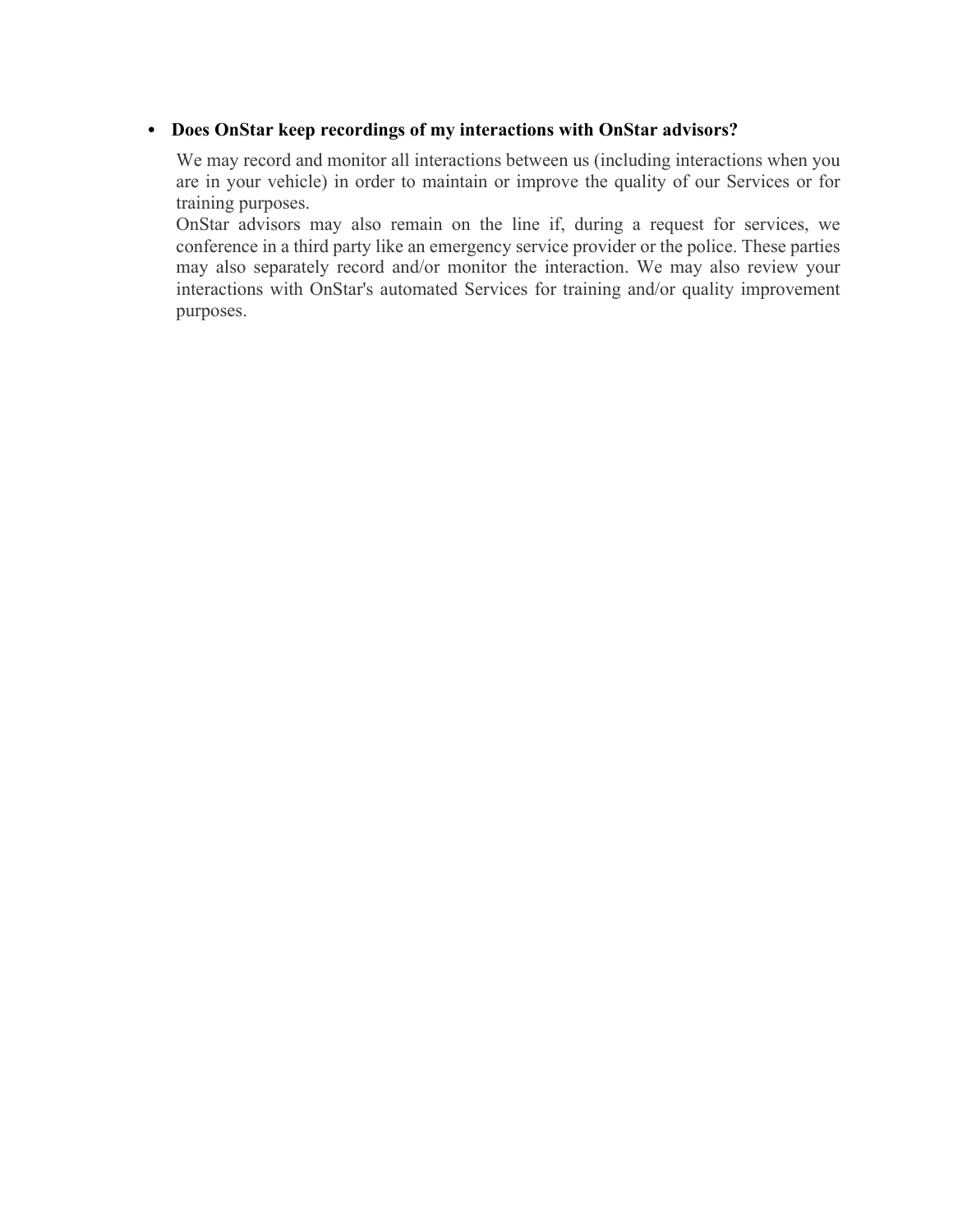- **Does OnStar keep recordings of my interactions with OnStar advisors?**

  We may record and monitor all interactions between us (including interactions when you are in your vehicle) in order to maintain or improve the quality of our Services or for training purposes.

  OnStar advisors may also remain on the line if, during a request for services, we conference in a third party like an emergency service provider or the police. These parties may also separately record and/or monitor the interaction. We may also review your interactions with OnStar's automated Services for training and/or quality improvement purposes.